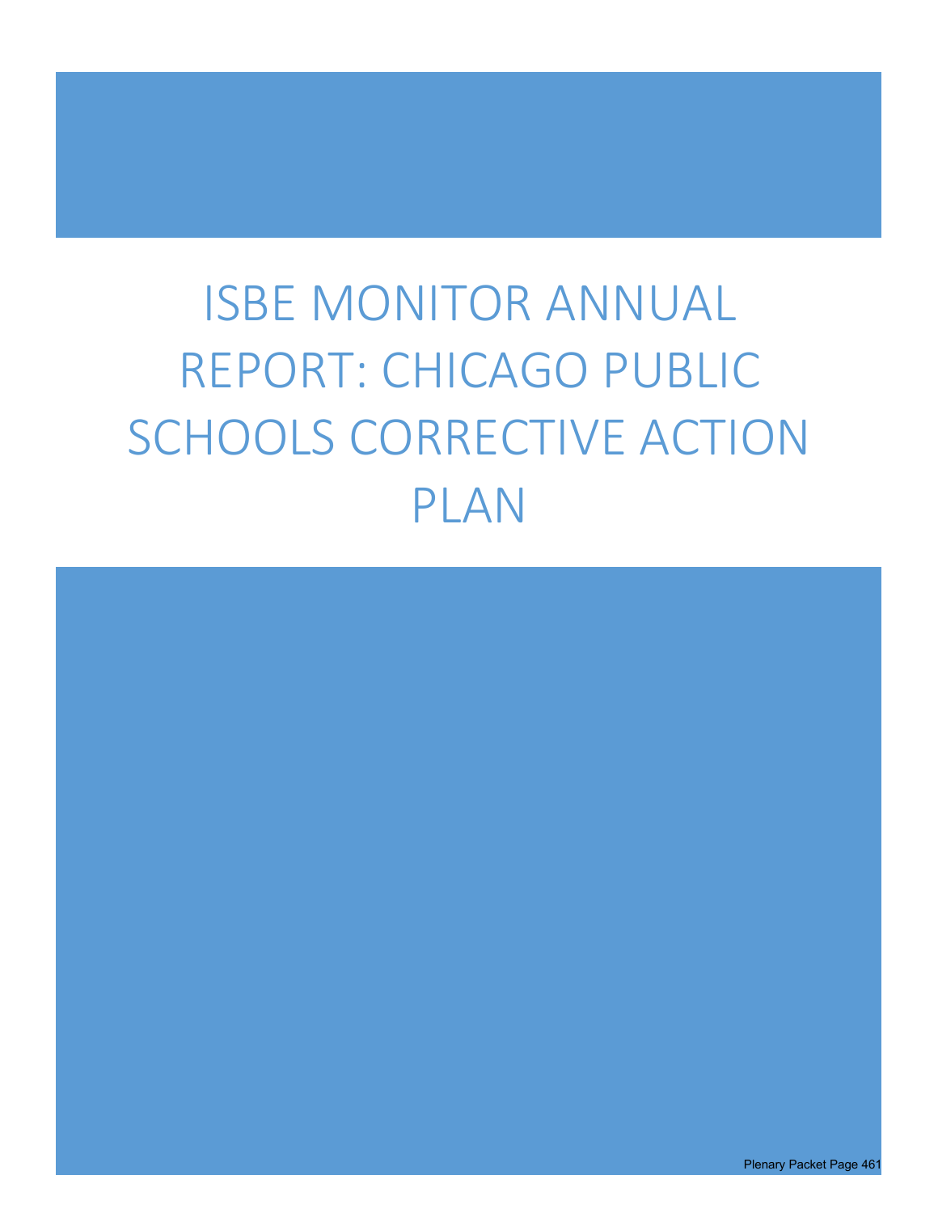# ISBE MONITOR ANNUAL REPORT: CHICAGO PUBLIC SCHOOLS CORRECTIVE ACTION PLAN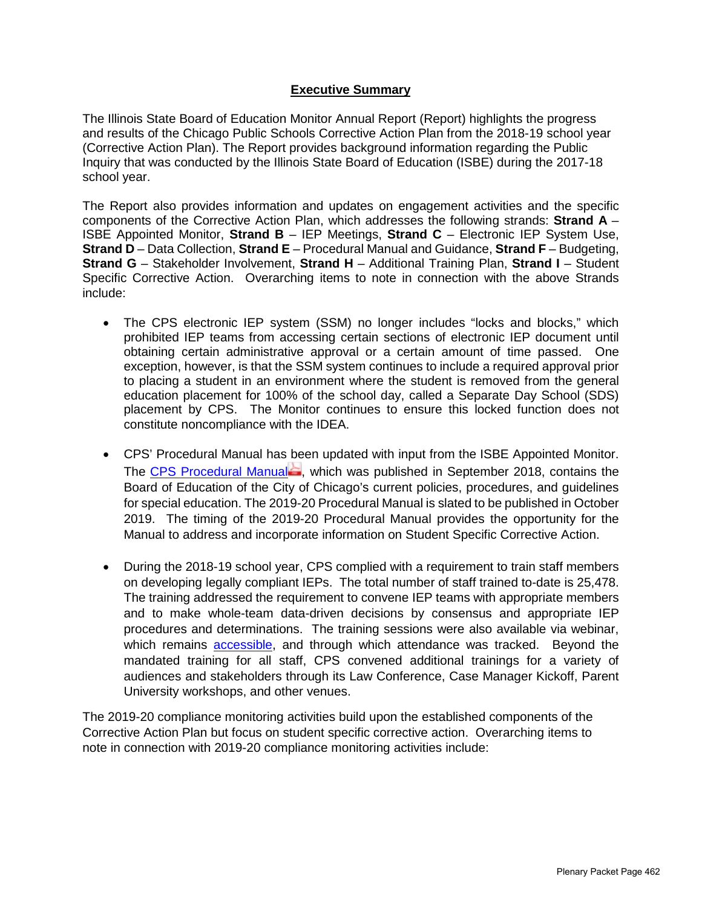## Executive Summary

The Illinois State Board of Education Monitor Annual Report (Report) highlights the progress and results of the Chicago Public Schools Corrective Action Plan from the 2018-19 school year (Corrective Action Plan). The Report provides background information regarding the Public Inquiry that was conducted by the Illinois State Board of Education (ISBE) during the 2017-18 school year.

The Report also provides information and updates on engagement activities and the specific components of the Corrective Action Plan, which addresses the following strands: **Strand A** – ISBE Appointed Monitor, **Strand B** – IEP Meetings, **Strand C** – Electronic IEP System Use, **Strand D** – Data Collection, **Strand E** – Procedural Manual and Guidance, **Strand F** – Budgeting, **Strand G** – Stakeholder Involvement, **Strand H** – Additional Training Plan, **Strand I** – Student Specific Corrective Action. Overarching items to note in connection with the above Strands include:

- The CPS electronic IEP system (SSM) no longer includes "locks and blocks," which prohibited IEP teams from accessing certain sections of electronic IEP document until obtaining certain administrative approval or a certain amount of time passed. One exception, however, is that the SSM system continues to include a required approval prior to placing a student in an environment where the student is removed from the general education placement for 100% of the school day, called a Separate Day School (SDS) placement by CPS. The Monitor continues to ensure this locked function does not constitute noncompliance with the IDEA.
- CPS' Procedural Manual has been updated with input from the ISBE Appointed Monitor. The CPS Procedural Manual, which was published in September 2018, contains the Board of Education of the City of Chicago's current policies, procedures, and guidelines for special education. The 2019-20 Procedural Manual is slated to be published in October 2019. The timing of the 2019-20 Procedural Manual provides the opportunity for the Manual to address and incorporate information on Student Specific Corrective Action.
- During the 2018-19 school year, CPS complied with a requirement to train staff members on developing legally compliant IEPs. The total number of staff trained to-date is 25,478. The training addressed the requirement to convene IEP teams with appropriate members and to make whole-team data-driven decisions by consensus and appropriate IEP procedures and determinations. The training sessions were also available via webinar, which remains accessible, and through which attendance was tracked. Beyond the mandated training for all staff, CPS convened additional trainings for a variety of audiences and stakeholders through its Law Conference, Case Manager Kickoff, Parent University workshops, and other venues.

The 2019-20 compliance monitoring activities build upon the established components of the Corrective Action Plan but focus on student specific corrective action. Overarching items to note in connection with 2019-20 compliance monitoring activities include: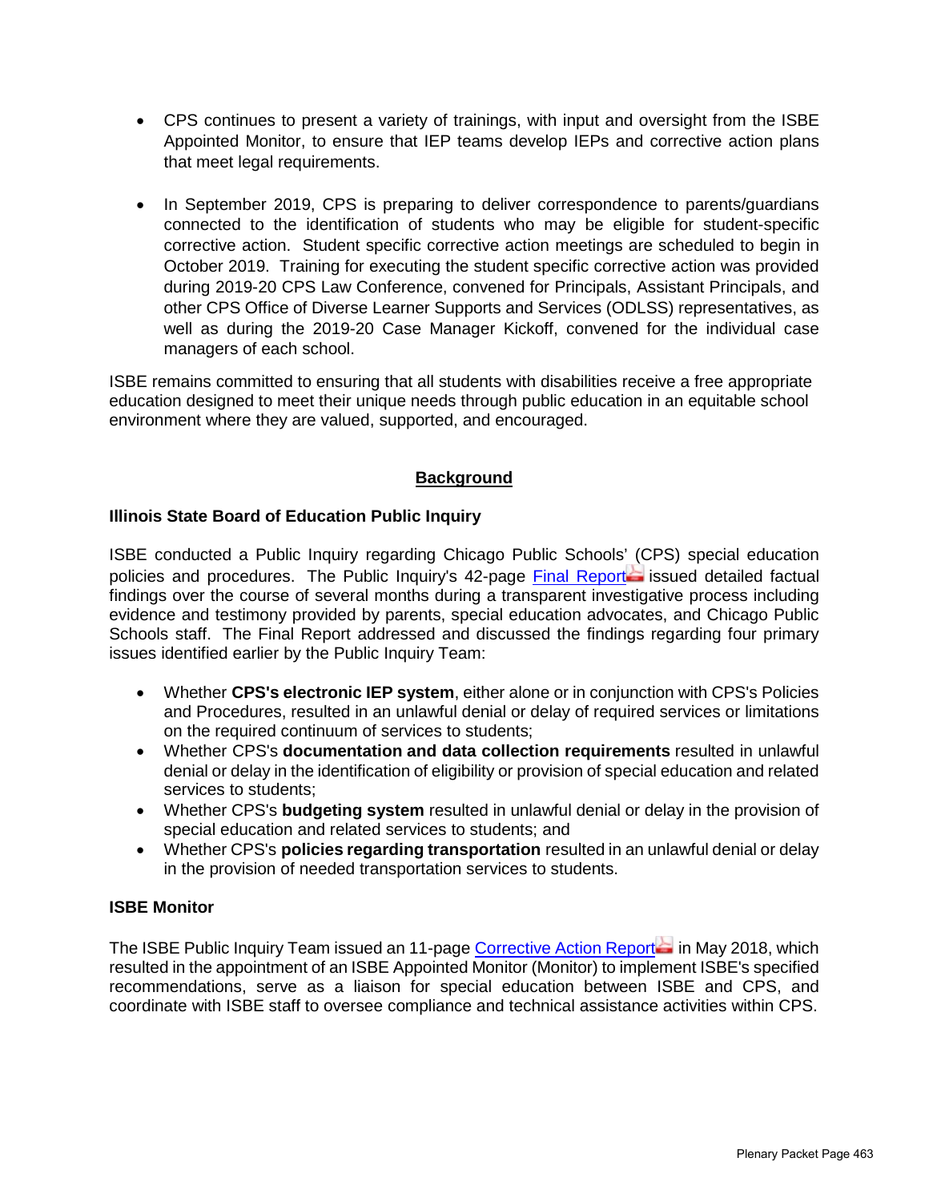- CPS continues to present a variety of trainings, with input and oversight from the ISBE Appointed Monitor, to ensure that IEP teams develop IEPs and corrective action plans that meet legal requirements.

- In September 2019, CPS is preparing to deliver correspondence to parents/guardians connected to the identification of students who may be eligible for student-specific corrective action. Student specific corrective action meetings are scheduled to begin in October 2019. Training for executing the student specific corrective action was provided during 2019-20 CPS Law Conference, convened for Principals, Assistant Principals, and other CPS Office of Diverse Learner Supports and Services (ODLSS) representatives, as well as during the 2019-20 Case Manager Kickoff, convened for the individual case managers of each school.

ISBE remains committed to ensuring that all students with disabilities receive a free appropriate education designed to meet their unique needs through public education in an equitable school environment where they are valued, supported, and encouraged.

## Background

### Illinois State Board of Education Public Inquiry

ISBE conducted a Public Inquiry regarding Chicago Public Schools' (CPS) special education policies and procedures. The Public Inquiry's 42-page Final Report issued detailed factual findings over the course of several months during a transparent investigative process including evidence and testimony provided by parents, special education advocates, and Chicago Public Schools staff. The Final Report addressed and discussed the findings regarding four primary issues identified earlier by the Public Inquiry Team:

- Whether **CPS's electronic IEP system**, either alone or in conjunction with CPS's Policies and Procedures, resulted in an unlawful denial or delay of required services or limitations on the required continuum of services to students;
- Whether CPS's **documentation and data collection requirements** resulted in unlawful denial or delay in the identification of eligibility or provision of special education and related services to students;
- Whether CPS's **budgeting system** resulted in unlawful denial or delay in the provision of special education and related services to students; and
- Whether CPS's **policies regarding transportation** resulted in an unlawful denial or delay in the provision of needed transportation services to students.

### ISBE Monitor

The ISBE Public Inquiry Team issued an 11-page Corrective Action Report in May 2018, which resulted in the appointment of an ISBE Appointed Monitor (Monitor) to implement ISBE's specified recommendations, serve as a liaison for special education between ISBE and CPS, and coordinate with ISBE staff to oversee compliance and technical assistance activities within CPS.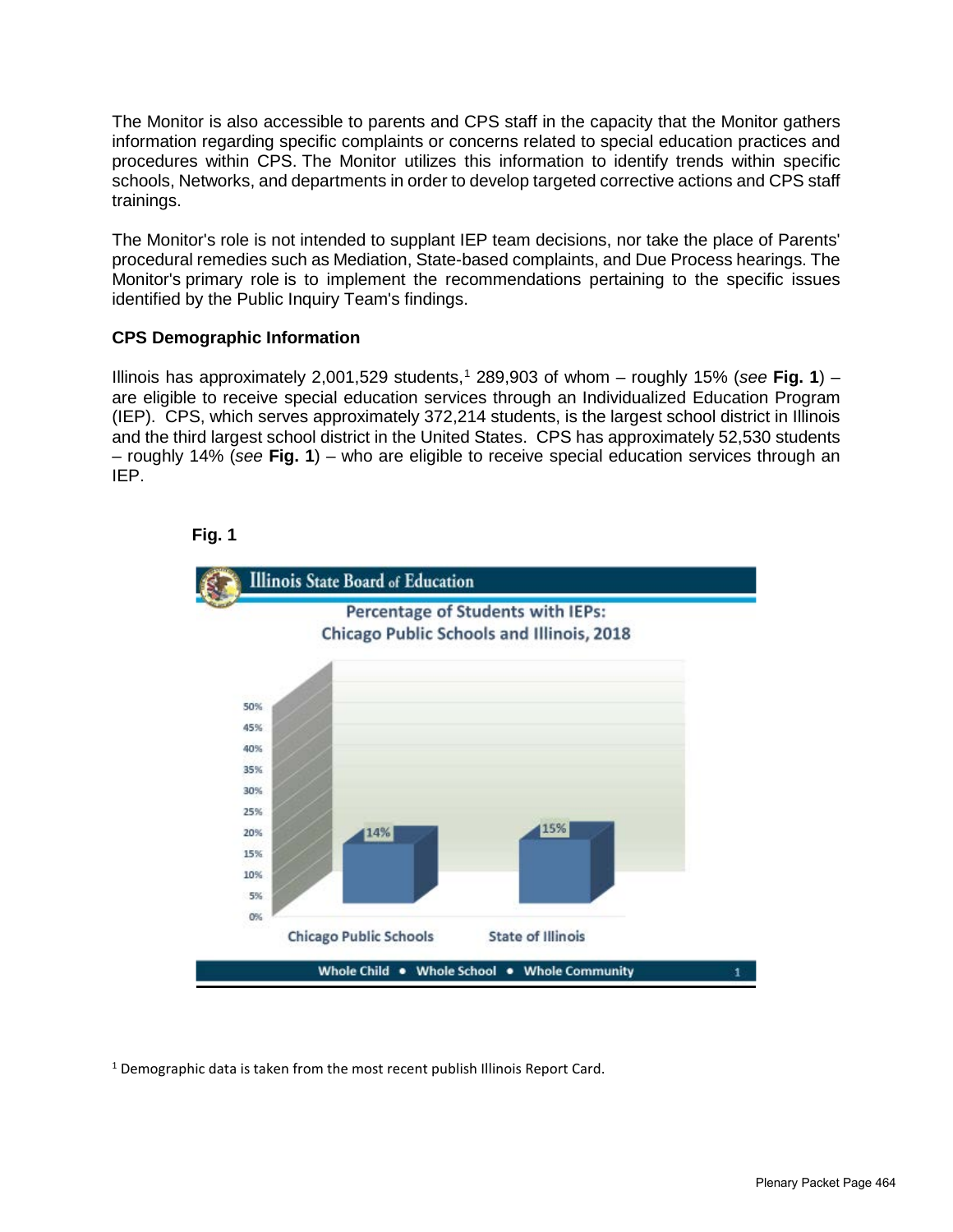The Monitor is also accessible to parents and CPS staff in the capacity that the Monitor gathers information regarding specific complaints or concerns related to special education practices and procedures within CPS. The Monitor utilizes this information to identify trends within specific schools, Networks, and departments in order to develop targeted corrective actions and CPS staff trainings.

The Monitor's role is not intended to supplant IEP team decisions, nor take the place of Parents' procedural remedies such as Mediation, State-based complaints, and Due Process hearings. The Monitor's primary role is to implement the recommendations pertaining to the specific issues identified by the Public Inquiry Team's findings.

**CPS Demographic Information**

Illinois has approximately 2,001,529 students,[1] 289,903 of whom – roughly 15% (*see* **Fig. 1**) – are eligible to receive special education services through an Individualized Education Program (IEP). CPS, which serves approximately 372,214 students, is the largest school district in Illinois and the third largest school district in the United States. CPS has approximately 52,530 students – roughly 14% (*see* **Fig. 1**) – who are eligible to receive special education services through an IEP.

**Fig. 1**

Illinois State Board of Education

Percentage of Students with IEPs: Chicago Public Schools and Illinois, 2018

| | Chicago Public Schools | State of Illinois |
|---|---|---|
| Percentage of Students with IEPs | 14% | 15% |

Whole Child • Whole School • Whole Community

[1] Demographic data is taken from the most recent publish Illinois Report Card.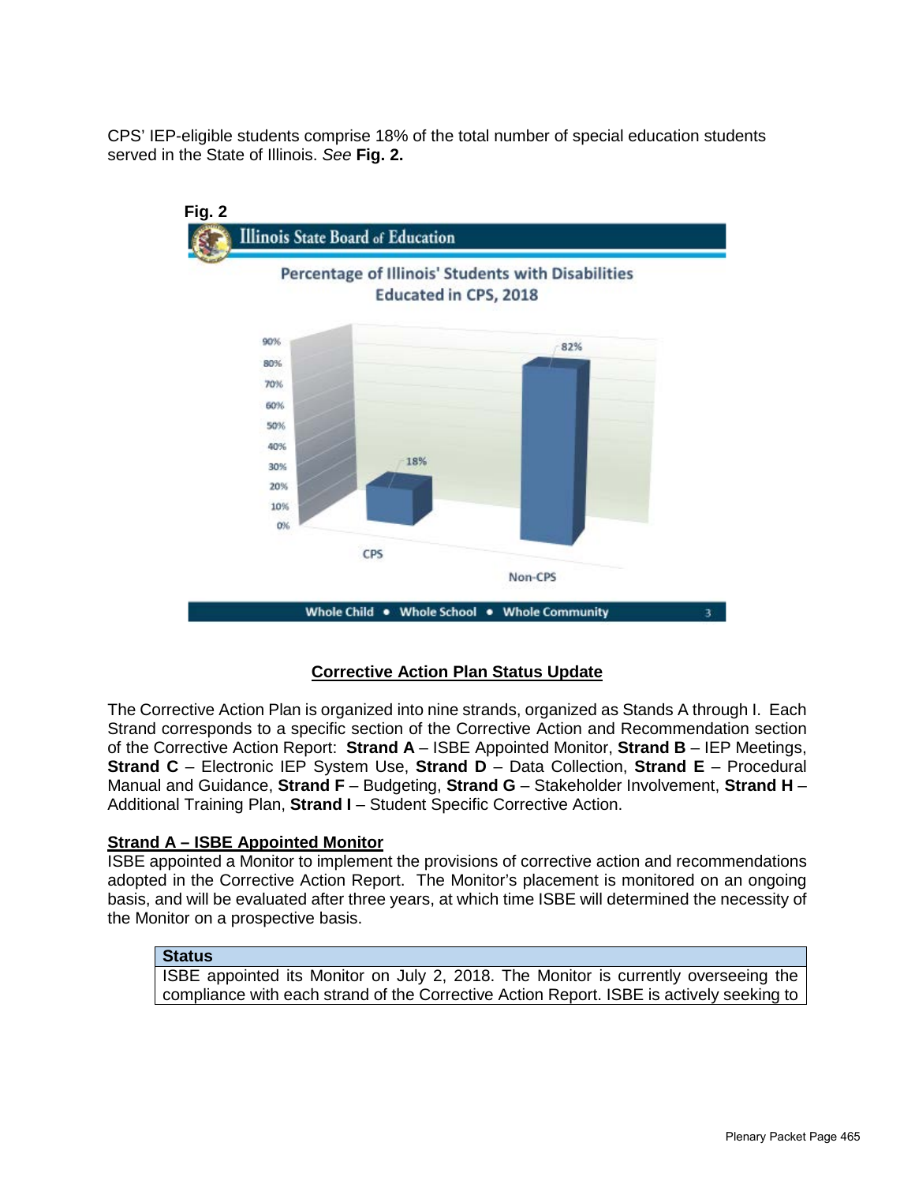CPS' IEP-eligible students comprise 18% of the total number of special education students served in the State of Illinois. *See* **Fig. 2.**

**Fig. 2**

Illinois State Board of Education

Percentage of Illinois' Students with Disabilities Educated in CPS, 2018

| | Percentage |
|---|---|
| CPS | 18% |
| Non-CPS | 82% |

Whole Child • Whole School • Whole Community

## Corrective Action Plan Status Update

The Corrective Action Plan is organized into nine strands, organized as Stands A through I. Each Strand corresponds to a specific section of the Corrective Action and Recommendation section of the Corrective Action Report: **Strand A** – ISBE Appointed Monitor, **Strand B** – IEP Meetings, **Strand C** – Electronic IEP System Use, **Strand D** – Data Collection, **Strand E** – Procedural Manual and Guidance, **Strand F** – Budgeting, **Strand G** – Stakeholder Involvement, **Strand H** – Additional Training Plan, **Strand I** – Student Specific Corrective Action.

### Strand A – ISBE Appointed Monitor

ISBE appointed a Monitor to implement the provisions of corrective action and recommendations adopted in the Corrective Action Report. The Monitor's placement is monitored on an ongoing basis, and will be evaluated after three years, at which time ISBE will determined the necessity of the Monitor on a prospective basis.

| Status |
|---|
| ISBE appointed its Monitor on July 2, 2018. The Monitor is currently overseeing the compliance with each strand of the Corrective Action Report. ISBE is actively seeking to |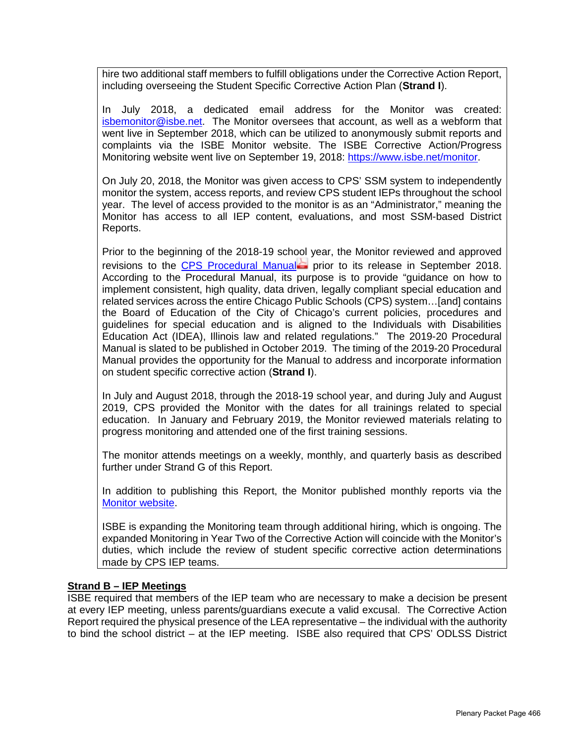hire two additional staff members to fulfill obligations under the Corrective Action Report, including overseeing the Student Specific Corrective Action Plan (**Strand I**).

In July 2018, a dedicated email address for the Monitor was created: [isbemonitor@isbe.net](mailto:isbemonitor@isbe.net). The Monitor oversees that account, as well as a webform that went live in September 2018, which can be utilized to anonymously submit reports and complaints via the ISBE Monitor website. The ISBE Corrective Action/Progress Monitoring website went live on September 19, 2018: [https://www.isbe.net/monitor](https://www.isbe.net/monitor).

On July 20, 2018, the Monitor was given access to CPS' SSM system to independently monitor the system, access reports, and review CPS student IEPs throughout the school year. The level of access provided to the monitor is as an "Administrator," meaning the Monitor has access to all IEP content, evaluations, and most SSM-based District Reports.

Prior to the beginning of the 2018-19 school year, the Monitor reviewed and approved revisions to the CPS Procedural Manual prior to its release in September 2018. According to the Procedural Manual, its purpose is to provide "guidance on how to implement consistent, high quality, data driven, legally compliant special education and related services across the entire Chicago Public Schools (CPS) system…[and] contains the Board of Education of the City of Chicago's current policies, procedures and guidelines for special education and is aligned to the Individuals with Disabilities Education Act (IDEA), Illinois law and related regulations." The 2019-20 Procedural Manual is slated to be published in October 2019. The timing of the 2019-20 Procedural Manual provides the opportunity for the Manual to address and incorporate information on student specific corrective action (**Strand I**).

In July and August 2018, through the 2018-19 school year, and during July and August 2019, CPS provided the Monitor with the dates for all trainings related to special education. In January and February 2019, the Monitor reviewed materials relating to progress monitoring and attended one of the first training sessions.

The monitor attends meetings on a weekly, monthly, and quarterly basis as described further under Strand G of this Report.

In addition to publishing this Report, the Monitor published monthly reports via the Monitor website.

ISBE is expanding the Monitoring team through additional hiring, which is ongoing. The expanded Monitoring in Year Two of the Corrective Action will coincide with the Monitor's duties, which include the review of student specific corrective action determinations made by CPS IEP teams.

**Strand B – IEP Meetings**

ISBE required that members of the IEP team who are necessary to make a decision be present at every IEP meeting, unless parents/guardians execute a valid excusal. The Corrective Action Report required the physical presence of the LEA representative – the individual with the authority to bind the school district – at the IEP meeting. ISBE also required that CPS' ODLSS District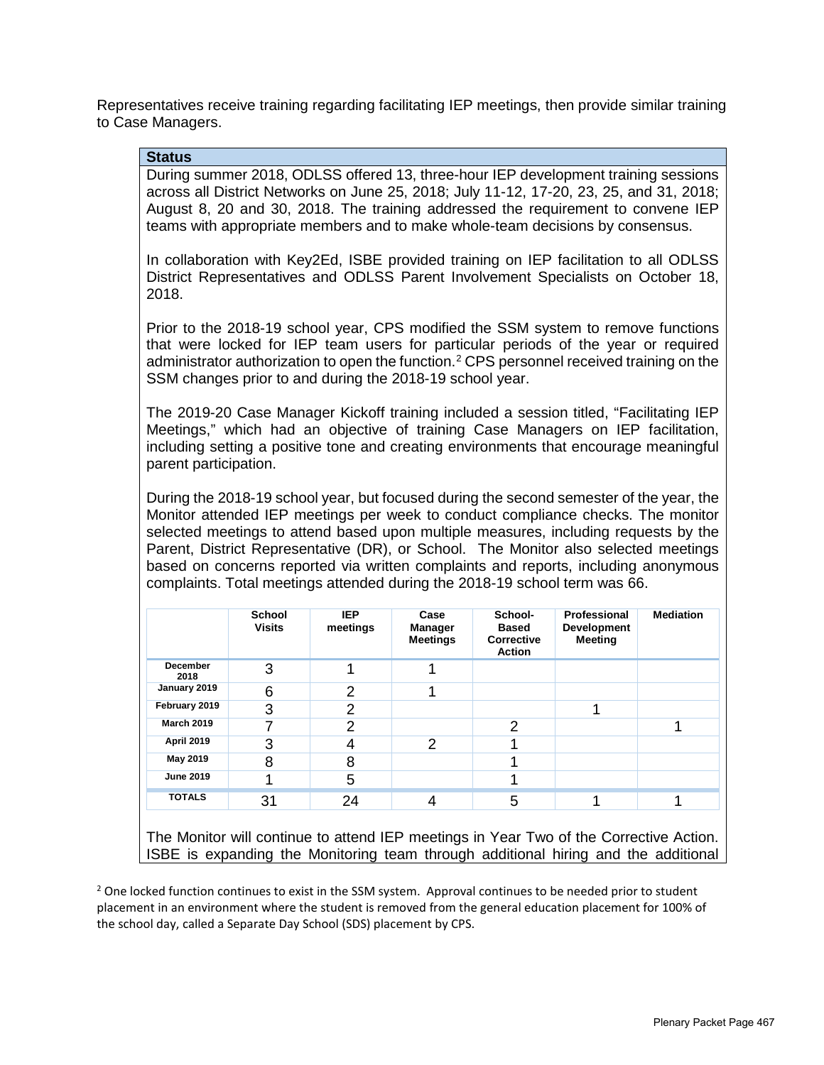Representatives receive training regarding facilitating IEP meetings, then provide similar training to Case Managers.

**Status**

During summer 2018, ODLSS offered 13, three-hour IEP development training sessions across all District Networks on June 25, 2018; July 11-12, 17-20, 23, 25, and 31, 2018; August 8, 20 and 30, 2018. The training addressed the requirement to convene IEP teams with appropriate members and to make whole-team decisions by consensus.

In collaboration with Key2Ed, ISBE provided training on IEP facilitation to all ODLSS District Representatives and ODLSS Parent Involvement Specialists on October 18, 2018.

Prior to the 2018-19 school year, CPS modified the SSM system to remove functions that were locked for IEP team users for particular periods of the year or required administrator authorization to open the function.[2] CPS personnel received training on the SSM changes prior to and during the 2018-19 school year.

The 2019-20 Case Manager Kickoff training included a session titled, "Facilitating IEP Meetings," which had an objective of training Case Managers on IEP facilitation, including setting a positive tone and creating environments that encourage meaningful parent participation.

During the 2018-19 school year, but focused during the second semester of the year, the Monitor attended IEP meetings per week to conduct compliance checks. The monitor selected meetings to attend based upon multiple measures, including requests by the Parent, District Representative (DR), or School. The Monitor also selected meetings based on concerns reported via written complaints and reports, including anonymous complaints. Total meetings attended during the 2018-19 school term was 66.

| | School Visits | IEP meetings | Case Manager Meetings | School-Based Corrective Action | Professional Development Meeting | Mediation |
|---|---|---|---|---|---|---|
| December 2018 | 3 | 1 | 1 | | | |
| January 2019 | 6 | 2 | 1 | | | |
| February 2019 | 3 | 2 | | | 1 | |
| March 2019 | 7 | 2 | | 2 | | 1 |
| April 2019 | 3 | 4 | 2 | 1 | | |
| May 2019 | 8 | 8 | | 1 | | |
| June 2019 | 1 | 5 | | 1 | | |
| TOTALS | 31 | 24 | 4 | 5 | 1 | 1 |

The Monitor will continue to attend IEP meetings in Year Two of the Corrective Action. ISBE is expanding the Monitoring team through additional hiring and the additional

[2] One locked function continues to exist in the SSM system. Approval continues to be needed prior to student placement in an environment where the student is removed from the general education placement for 100% of the school day, called a Separate Day School (SDS) placement by CPS.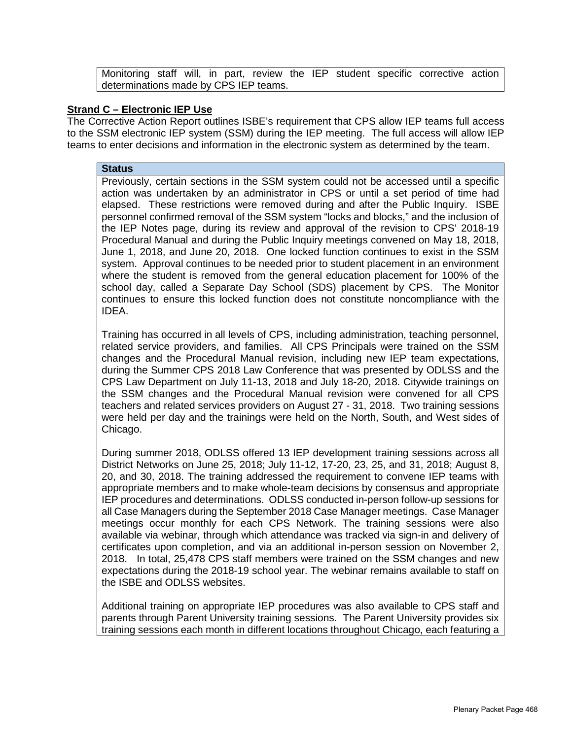Monitoring staff will, in part, review the IEP student specific corrective action determinations made by CPS IEP teams.

**Strand C – Electronic IEP Use**

The Corrective Action Report outlines ISBE's requirement that CPS allow IEP teams full access to the SSM electronic IEP system (SSM) during the IEP meeting. The full access will allow IEP teams to enter decisions and information in the electronic system as determined by the team.

| **Status** |
|---|
| Previously, certain sections in the SSM system could not be accessed until a specific action was undertaken by an administrator in CPS or until a set period of time had elapsed. These restrictions were removed during and after the Public Inquiry. ISBE personnel confirmed removal of the SSM system "locks and blocks," and the inclusion of the IEP Notes page, during its review and approval of the revision to CPS' 2018-19 Procedural Manual and during the Public Inquiry meetings convened on May 18, 2018, June 1, 2018, and June 20, 2018. One locked function continues to exist in the SSM system. Approval continues to be needed prior to student placement in an environment where the student is removed from the general education placement for 100% of the school day, called a Separate Day School (SDS) placement by CPS. The Monitor continues to ensure this locked function does not constitute noncompliance with the IDEA.<br><br>Training has occurred in all levels of CPS, including administration, teaching personnel, related service providers, and families. All CPS Principals were trained on the SSM changes and the Procedural Manual revision, including new IEP team expectations, during the Summer CPS 2018 Law Conference that was presented by ODLSS and the CPS Law Department on July 11-13, 2018 and July 18-20, 2018. Citywide trainings on the SSM changes and the Procedural Manual revision were convened for all CPS teachers and related services providers on August 27 - 31, 2018. Two training sessions were held per day and the trainings were held on the North, South, and West sides of Chicago.<br><br>During summer 2018, ODLSS offered 13 IEP development training sessions across all District Networks on June 25, 2018; July 11-12, 17-20, 23, 25, and 31, 2018; August 8, 20, and 30, 2018. The training addressed the requirement to convene IEP teams with appropriate members and to make whole-team decisions by consensus and appropriate IEP procedures and determinations. ODLSS conducted in-person follow-up sessions for all Case Managers during the September 2018 Case Manager meetings. Case Manager meetings occur monthly for each CPS Network. The training sessions were also available via webinar, through which attendance was tracked via sign-in and delivery of certificates upon completion, and via an additional in-person session on November 2, 2018. In total, 25,478 CPS staff members were trained on the SSM changes and new expectations during the 2018-19 school year. The webinar remains available to staff on the ISBE and ODLSS websites.<br><br>Additional training on appropriate IEP procedures was also available to CPS staff and parents through Parent University training sessions. The Parent University provides six training sessions each month in different locations throughout Chicago, each featuring a |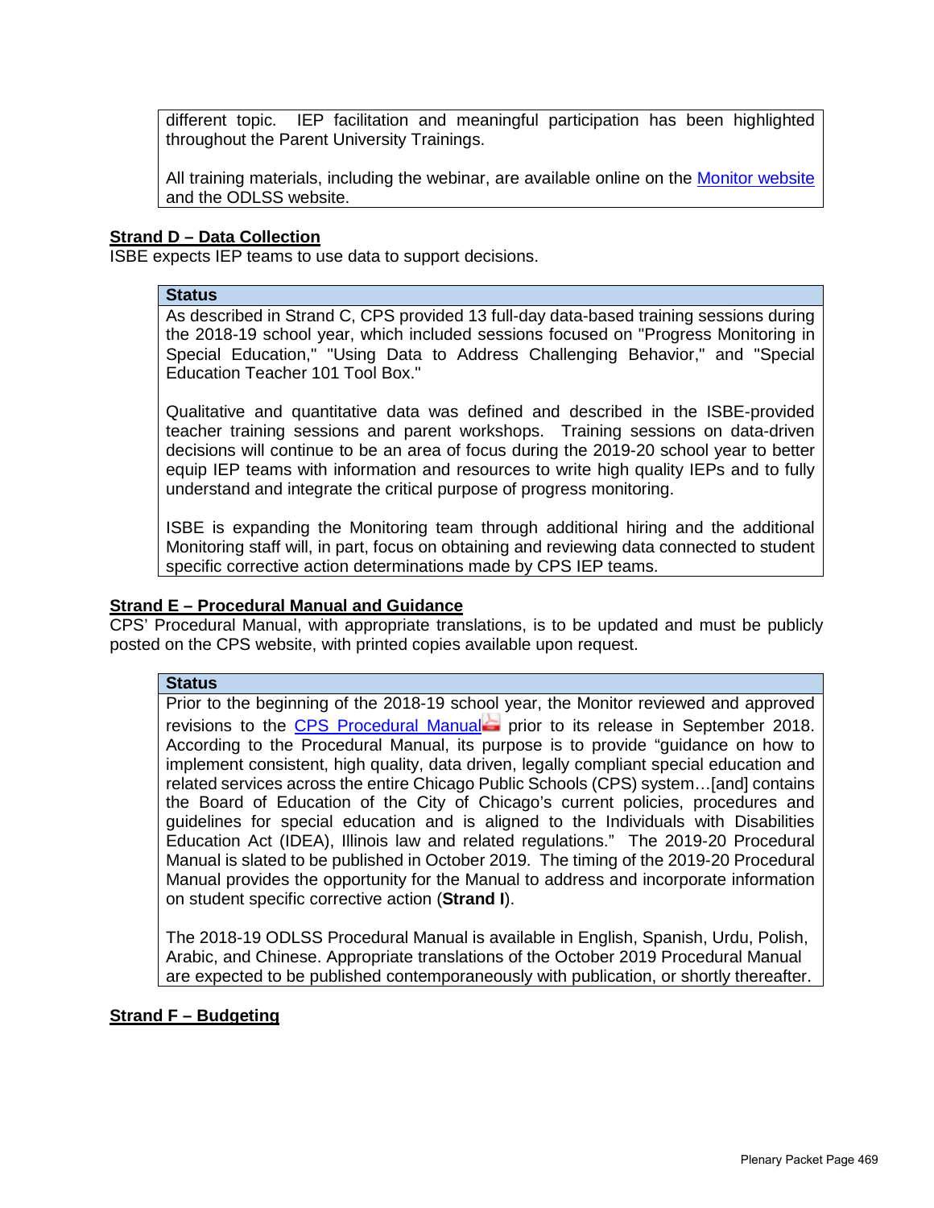different topic. IEP facilitation and meaningful participation has been highlighted throughout the Parent University Trainings.

All training materials, including the webinar, are available online on the Monitor website and the ODLSS website.

**Strand D – Data Collection**

ISBE expects IEP teams to use data to support decisions.

| Status |
|---|
| As described in Strand C, CPS provided 13 full-day data-based training sessions during the 2018-19 school year, which included sessions focused on "Progress Monitoring in Special Education," "Using Data to Address Challenging Behavior," and "Special Education Teacher 101 Tool Box."<br><br>Qualitative and quantitative data was defined and described in the ISBE-provided teacher training sessions and parent workshops. Training sessions on data-driven decisions will continue to be an area of focus during the 2019-20 school year to better equip IEP teams with information and resources to write high quality IEPs and to fully understand and integrate the critical purpose of progress monitoring.<br><br>ISBE is expanding the Monitoring team through additional hiring and the additional Monitoring staff will, in part, focus on obtaining and reviewing data connected to student specific corrective action determinations made by CPS IEP teams. |

**Strand E – Procedural Manual and Guidance**

CPS' Procedural Manual, with appropriate translations, is to be updated and must be publicly posted on the CPS website, with printed copies available upon request.

| Status |
|---|
| Prior to the beginning of the 2018-19 school year, the Monitor reviewed and approved revisions to the CPS Procedural Manual prior to its release in September 2018. According to the Procedural Manual, its purpose is to provide "guidance on how to implement consistent, high quality, data driven, legally compliant special education and related services across the entire Chicago Public Schools (CPS) system…[and] contains the Board of Education of the City of Chicago's current policies, procedures and guidelines for special education and is aligned to the Individuals with Disabilities Education Act (IDEA), Illinois law and related regulations." The 2019-20 Procedural Manual is slated to be published in October 2019. The timing of the 2019-20 Procedural Manual provides the opportunity for the Manual to address and incorporate information on student specific corrective action (**Strand I**).<br><br>The 2018-19 ODLSS Procedural Manual is available in English, Spanish, Urdu, Polish, Arabic, and Chinese. Appropriate translations of the October 2019 Procedural Manual are expected to be published contemporaneously with publication, or shortly thereafter. |

**Strand F – Budgeting**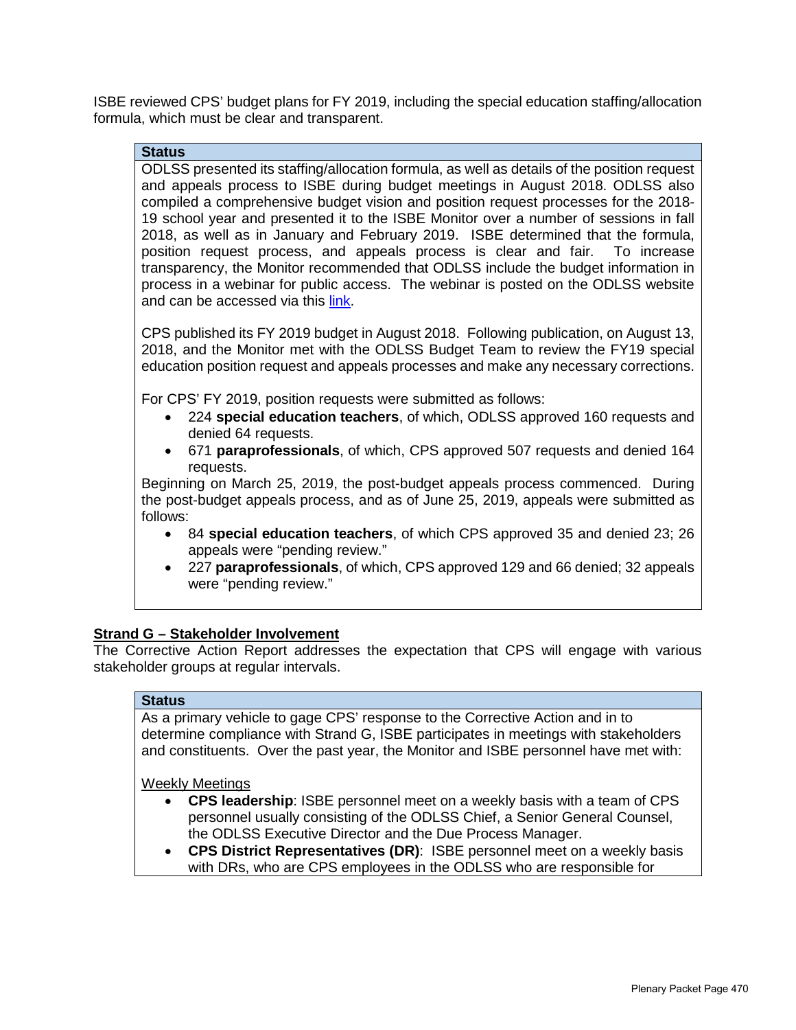ISBE reviewed CPS' budget plans for FY 2019, including the special education staffing/allocation formula, which must be clear and transparent.

**Status**

ODLSS presented its staffing/allocation formula, as well as details of the position request and appeals process to ISBE during budget meetings in August 2018. ODLSS also compiled a comprehensive budget vision and position request processes for the 2018-19 school year and presented it to the ISBE Monitor over a number of sessions in fall 2018, as well as in January and February 2019. ISBE determined that the formula, position request process, and appeals process is clear and fair. To increase transparency, the Monitor recommended that ODLSS include the budget information in process in a webinar for public access. The webinar is posted on the ODLSS website and can be accessed via this link.

CPS published its FY 2019 budget in August 2018. Following publication, on August 13, 2018, and the Monitor met with the ODLSS Budget Team to review the FY19 special education position request and appeals processes and make any necessary corrections.

For CPS' FY 2019, position requests were submitted as follows:

- 224 **special education teachers**, of which, ODLSS approved 160 requests and denied 64 requests.
- 671 **paraprofessionals**, of which, CPS approved 507 requests and denied 164 requests.

Beginning on March 25, 2019, the post-budget appeals process commenced. During the post-budget appeals process, and as of June 25, 2019, appeals were submitted as follows:

- 84 **special education teachers**, of which CPS approved 35 and denied 23; 26 appeals were "pending review."
- 227 **paraprofessionals**, of which, CPS approved 129 and 66 denied; 32 appeals were "pending review."

## Strand G – Stakeholder Involvement

The Corrective Action Report addresses the expectation that CPS will engage with various stakeholder groups at regular intervals.

**Status**

As a primary vehicle to gage CPS' response to the Corrective Action and in to determine compliance with Strand G, ISBE participates in meetings with stakeholders and constituents. Over the past year, the Monitor and ISBE personnel have met with:

Weekly Meetings

- **CPS leadership**: ISBE personnel meet on a weekly basis with a team of CPS personnel usually consisting of the ODLSS Chief, a Senior General Counsel, the ODLSS Executive Director and the Due Process Manager.
- **CPS District Representatives (DR)**: ISBE personnel meet on a weekly basis with DRs, who are CPS employees in the ODLSS who are responsible for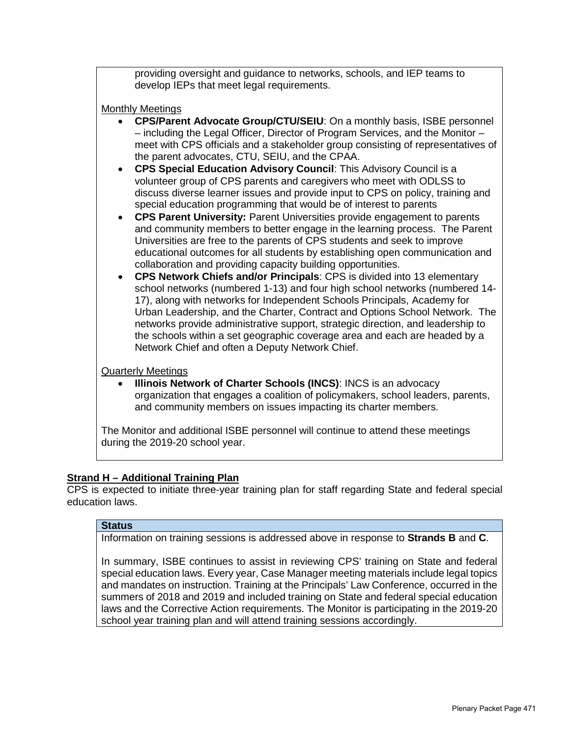providing oversight and guidance to networks, schools, and IEP teams to develop IEPs that meet legal requirements.

Monthly Meetings

- **CPS/Parent Advocate Group/CTU/SEIU**: On a monthly basis, ISBE personnel – including the Legal Officer, Director of Program Services, and the Monitor – meet with CPS officials and a stakeholder group consisting of representatives of the parent advocates, CTU, SEIU, and the CPAA.
- **CPS Special Education Advisory Council**: This Advisory Council is a volunteer group of CPS parents and caregivers who meet with ODLSS to discuss diverse learner issues and provide input to CPS on policy, training and special education programming that would be of interest to parents
- **CPS Parent University:** Parent Universities provide engagement to parents and community members to better engage in the learning process. The Parent Universities are free to the parents of CPS students and seek to improve educational outcomes for all students by establishing open communication and collaboration and providing capacity building opportunities.
- **CPS Network Chiefs and/or Principals**: CPS is divided into 13 elementary school networks (numbered 1-13) and four high school networks (numbered 14-17), along with networks for Independent Schools Principals, Academy for Urban Leadership, and the Charter, Contract and Options School Network. The networks provide administrative support, strategic direction, and leadership to the schools within a set geographic coverage area and each are headed by a Network Chief and often a Deputy Network Chief.

Quarterly Meetings

- **Illinois Network of Charter Schools (INCS)**: INCS is an advocacy organization that engages a coalition of policymakers, school leaders, parents, and community members on issues impacting its charter members.

The Monitor and additional ISBE personnel will continue to attend these meetings during the 2019-20 school year.

**Strand H – Additional Training Plan**

CPS is expected to initiate three-year training plan for staff regarding State and federal special education laws.

**Status**

Information on training sessions is addressed above in response to **Strands B** and **C**.

In summary, ISBE continues to assist in reviewing CPS' training on State and federal special education laws. Every year, Case Manager meeting materials include legal topics and mandates on instruction. Training at the Principals' Law Conference, occurred in the summers of 2018 and 2019 and included training on State and federal special education laws and the Corrective Action requirements. The Monitor is participating in the 2019-20 school year training plan and will attend training sessions accordingly.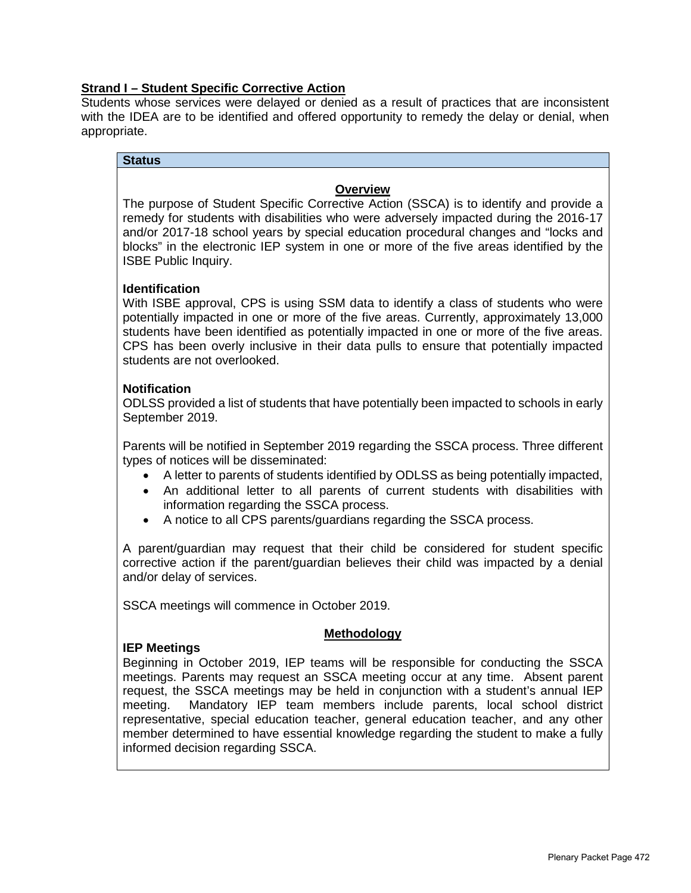**Strand I – Student Specific Corrective Action**

Students whose services were delayed or denied as a result of practices that are inconsistent with the IDEA are to be identified and offered opportunity to remedy the delay or denial, when appropriate.

**Status**

**Overview**

The purpose of Student Specific Corrective Action (SSCA) is to identify and provide a remedy for students with disabilities who were adversely impacted during the 2016-17 and/or 2017-18 school years by special education procedural changes and "locks and blocks" in the electronic IEP system in one or more of the five areas identified by the ISBE Public Inquiry.

**Identification**

With ISBE approval, CPS is using SSM data to identify a class of students who were potentially impacted in one or more of the five areas. Currently, approximately 13,000 students have been identified as potentially impacted in one or more of the five areas. CPS has been overly inclusive in their data pulls to ensure that potentially impacted students are not overlooked.

**Notification**

ODLSS provided a list of students that have potentially been impacted to schools in early September 2019.

Parents will be notified in September 2019 regarding the SSCA process. Three different types of notices will be disseminated:

- A letter to parents of students identified by ODLSS as being potentially impacted,
- An additional letter to all parents of current students with disabilities with information regarding the SSCA process.
- A notice to all CPS parents/guardians regarding the SSCA process.

A parent/guardian may request that their child be considered for student specific corrective action if the parent/guardian believes their child was impacted by a denial and/or delay of services.

SSCA meetings will commence in October 2019.

**Methodology**

**IEP Meetings**

Beginning in October 2019, IEP teams will be responsible for conducting the SSCA meetings. Parents may request an SSCA meeting occur at any time. Absent parent request, the SSCA meetings may be held in conjunction with a student's annual IEP meeting. Mandatory IEP team members include parents, local school district representative, special education teacher, general education teacher, and any other member determined to have essential knowledge regarding the student to make a fully informed decision regarding SSCA.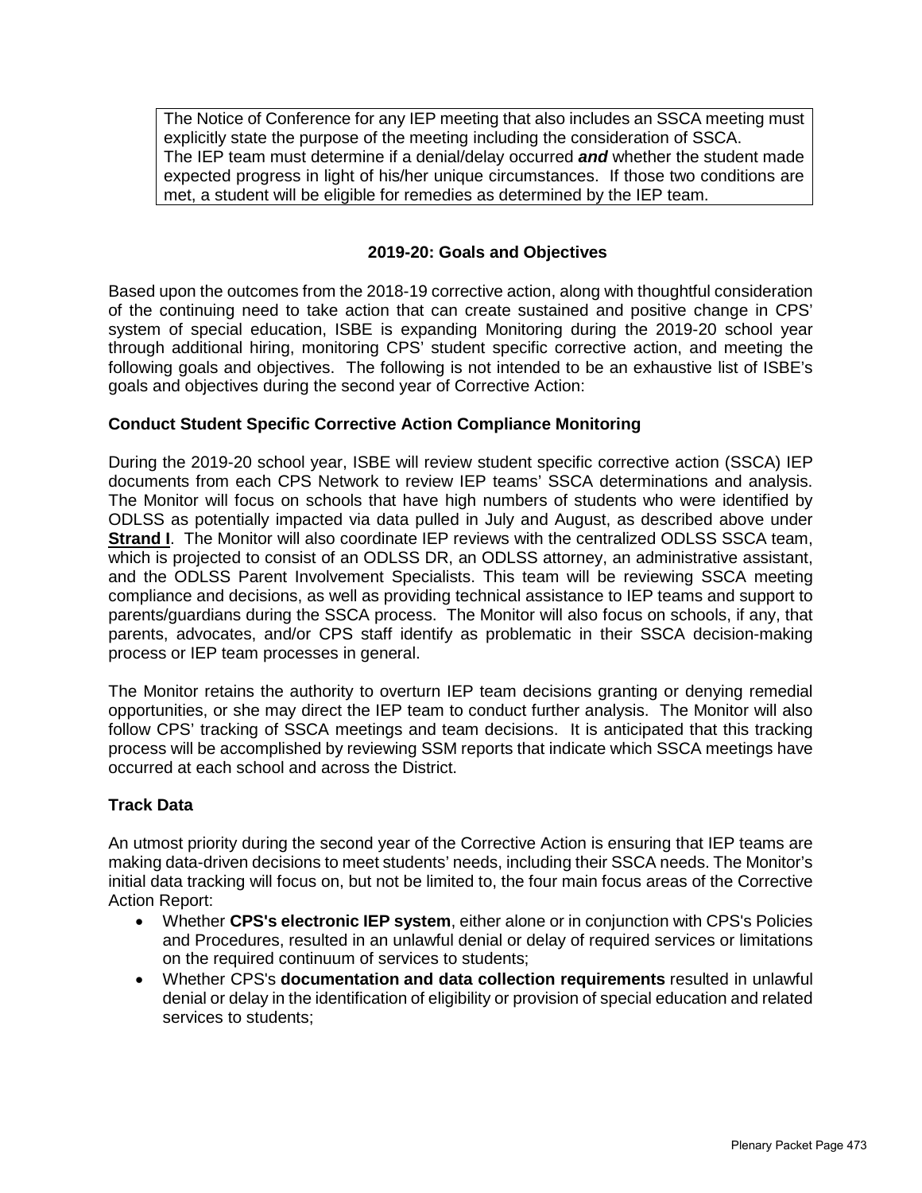The Notice of Conference for any IEP meeting that also includes an SSCA meeting must explicitly state the purpose of the meeting including the consideration of SSCA.
The IEP team must determine if a denial/delay occurred ***and*** whether the student made expected progress in light of his/her unique circumstances. If those two conditions are met, a student will be eligible for remedies as determined by the IEP team.

### 2019-20: Goals and Objectives

Based upon the outcomes from the 2018-19 corrective action, along with thoughtful consideration of the continuing need to take action that can create sustained and positive change in CPS' system of special education, ISBE is expanding Monitoring during the 2019-20 school year through additional hiring, monitoring CPS' student specific corrective action, and meeting the following goals and objectives. The following is not intended to be an exhaustive list of ISBE's goals and objectives during the second year of Corrective Action:

#### Conduct Student Specific Corrective Action Compliance Monitoring

During the 2019-20 school year, ISBE will review student specific corrective action (SSCA) IEP documents from each CPS Network to review IEP teams' SSCA determinations and analysis. The Monitor will focus on schools that have high numbers of students who were identified by ODLSS as potentially impacted via data pulled in July and August, as described above under **Strand I**. The Monitor will also coordinate IEP reviews with the centralized ODLSS SSCA team, which is projected to consist of an ODLSS DR, an ODLSS attorney, an administrative assistant, and the ODLSS Parent Involvement Specialists. This team will be reviewing SSCA meeting compliance and decisions, as well as providing technical assistance to IEP teams and support to parents/guardians during the SSCA process. The Monitor will also focus on schools, if any, that parents, advocates, and/or CPS staff identify as problematic in their SSCA decision-making process or IEP team processes in general.

The Monitor retains the authority to overturn IEP team decisions granting or denying remedial opportunities, or she may direct the IEP team to conduct further analysis. The Monitor will also follow CPS' tracking of SSCA meetings and team decisions. It is anticipated that this tracking process will be accomplished by reviewing SSM reports that indicate which SSCA meetings have occurred at each school and across the District.

#### Track Data

An utmost priority during the second year of the Corrective Action is ensuring that IEP teams are making data-driven decisions to meet students' needs, including their SSCA needs. The Monitor's initial data tracking will focus on, but not be limited to, the four main focus areas of the Corrective Action Report:

- Whether **CPS's electronic IEP system**, either alone or in conjunction with CPS's Policies and Procedures, resulted in an unlawful denial or delay of required services or limitations on the required continuum of services to students;
- Whether CPS's **documentation and data collection requirements** resulted in unlawful denial or delay in the identification of eligibility or provision of special education and related services to students;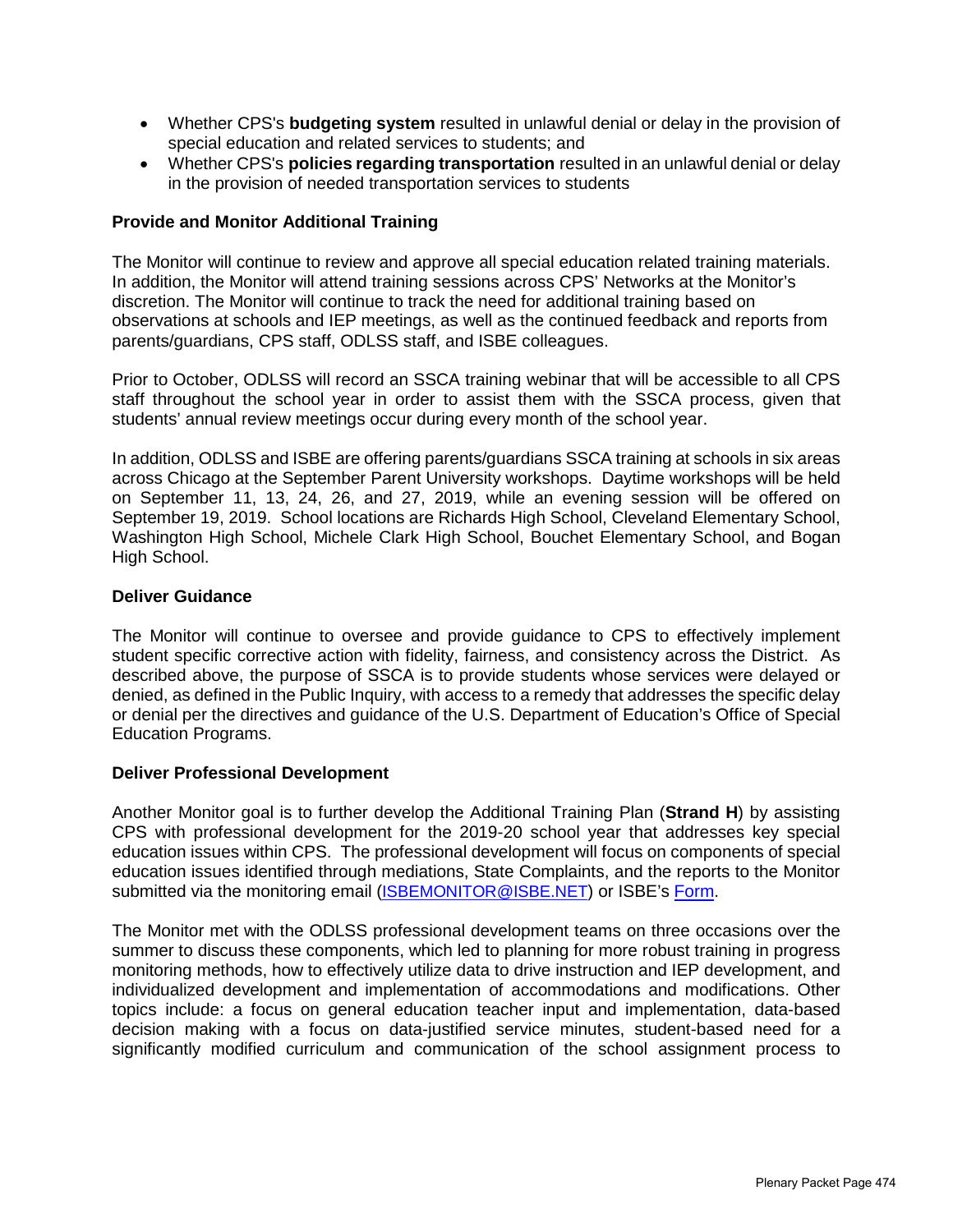- Whether CPS's **budgeting system** resulted in unlawful denial or delay in the provision of special education and related services to students; and
- Whether CPS's **policies regarding transportation** resulted in an unlawful denial or delay in the provision of needed transportation services to students

### Provide and Monitor Additional Training

The Monitor will continue to review and approve all special education related training materials. In addition, the Monitor will attend training sessions across CPS' Networks at the Monitor's discretion. The Monitor will continue to track the need for additional training based on observations at schools and IEP meetings, as well as the continued feedback and reports from parents/guardians, CPS staff, ODLSS staff, and ISBE colleagues.

Prior to October, ODLSS will record an SSCA training webinar that will be accessible to all CPS staff throughout the school year in order to assist them with the SSCA process, given that students' annual review meetings occur during every month of the school year.

In addition, ODLSS and ISBE are offering parents/guardians SSCA training at schools in six areas across Chicago at the September Parent University workshops. Daytime workshops will be held on September 11, 13, 24, 26, and 27, 2019, while an evening session will be offered on September 19, 2019. School locations are Richards High School, Cleveland Elementary School, Washington High School, Michele Clark High School, Bouchet Elementary School, and Bogan High School.

### Deliver Guidance

The Monitor will continue to oversee and provide guidance to CPS to effectively implement student specific corrective action with fidelity, fairness, and consistency across the District. As described above, the purpose of SSCA is to provide students whose services were delayed or denied, as defined in the Public Inquiry, with access to a remedy that addresses the specific delay or denial per the directives and guidance of the U.S. Department of Education's Office of Special Education Programs.

### Deliver Professional Development

Another Monitor goal is to further develop the Additional Training Plan (**Strand H**) by assisting CPS with professional development for the 2019-20 school year that addresses key special education issues within CPS. The professional development will focus on components of special education issues identified through mediations, State Complaints, and the reports to the Monitor submitted via the monitoring email (ISBEMONITOR@ISBE.NET) or ISBE's Form.

The Monitor met with the ODLSS professional development teams on three occasions over the summer to discuss these components, which led to planning for more robust training in progress monitoring methods, how to effectively utilize data to drive instruction and IEP development, and individualized development and implementation of accommodations and modifications. Other topics include: a focus on general education teacher input and implementation, data-based decision making with a focus on data-justified service minutes, student-based need for a significantly modified curriculum and communication of the school assignment process to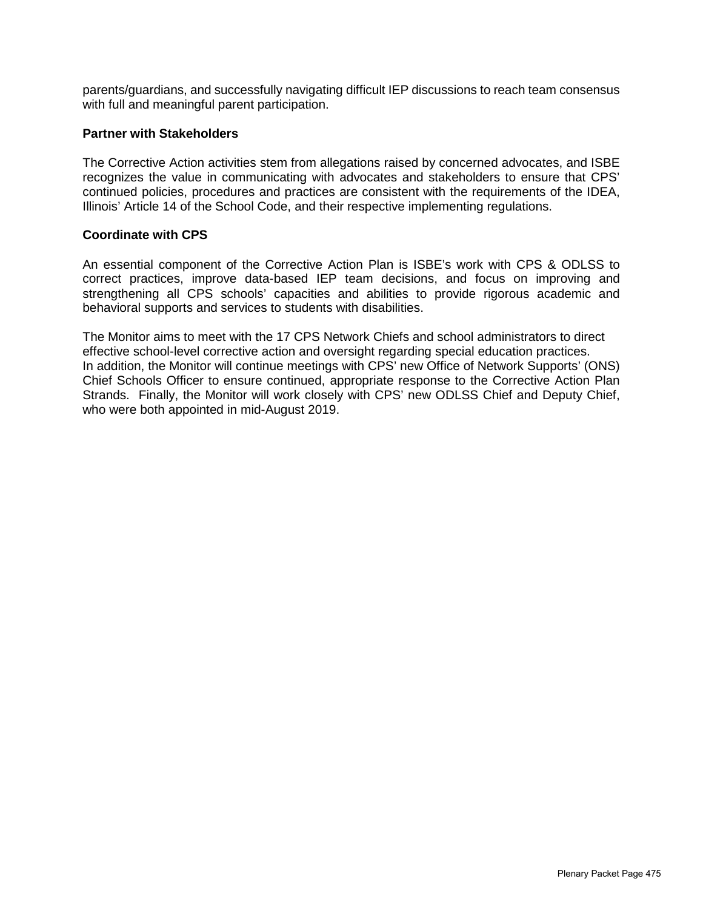parents/guardians, and successfully navigating difficult IEP discussions to reach team consensus with full and meaningful parent participation.

**Partner with Stakeholders**

The Corrective Action activities stem from allegations raised by concerned advocates, and ISBE recognizes the value in communicating with advocates and stakeholders to ensure that CPS' continued policies, procedures and practices are consistent with the requirements of the IDEA, Illinois' Article 14 of the School Code, and their respective implementing regulations.

**Coordinate with CPS**

An essential component of the Corrective Action Plan is ISBE's work with CPS & ODLSS to correct practices, improve data-based IEP team decisions, and focus on improving and strengthening all CPS schools' capacities and abilities to provide rigorous academic and behavioral supports and services to students with disabilities.

The Monitor aims to meet with the 17 CPS Network Chiefs and school administrators to direct effective school-level corrective action and oversight regarding special education practices.
In addition, the Monitor will continue meetings with CPS' new Office of Network Supports' (ONS) Chief Schools Officer to ensure continued, appropriate response to the Corrective Action Plan Strands. Finally, the Monitor will work closely with CPS' new ODLSS Chief and Deputy Chief, who were both appointed in mid-August 2019.